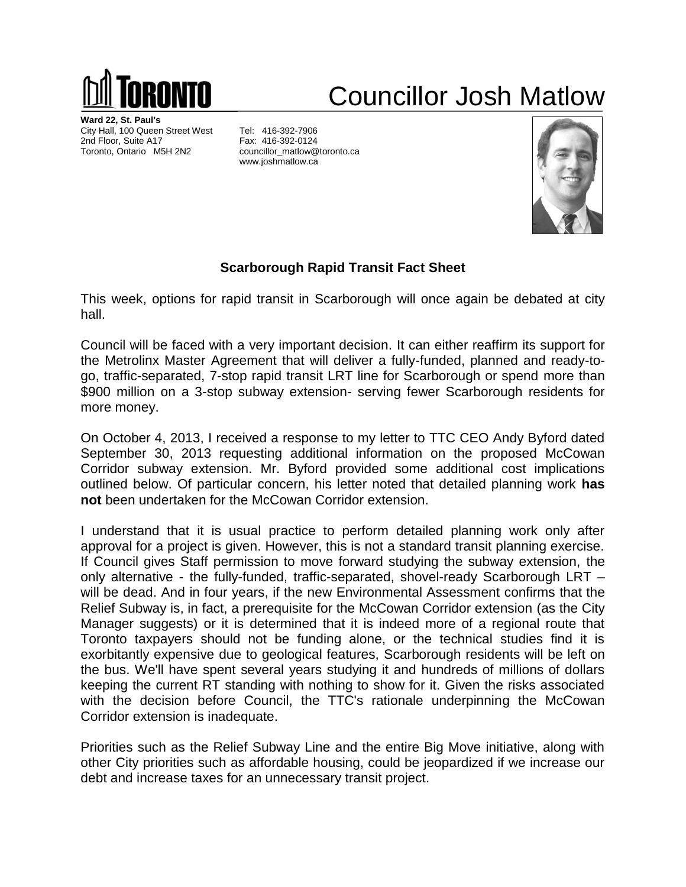# Councillor Josh Matlow

**Ward 22, St. Paul's**
City Hall, 100 Queen Street West
2nd Floor, Suite A17
Toronto, Ontario M5H 2N2

Tel: 416-392-7906
Fax: 416-392-0124
councillor_matlow@toronto.ca
www.joshmatlow.ca

## Scarborough Rapid Transit Fact Sheet

This week, options for rapid transit in Scarborough will once again be debated at city hall.

Council will be faced with a very important decision. It can either reaffirm its support for the Metrolinx Master Agreement that will deliver a fully-funded, planned and ready-to-go, traffic-separated, 7-stop rapid transit LRT line for Scarborough or spend more than $900 million on a 3-stop subway extension- serving fewer Scarborough residents for more money.

On October 4, 2013, I received a response to my letter to TTC CEO Andy Byford dated September 30, 2013 requesting additional information on the proposed McCowan Corridor subway extension. Mr. Byford provided some additional cost implications outlined below. Of particular concern, his letter noted that detailed planning work **has not** been undertaken for the McCowan Corridor extension.

I understand that it is usual practice to perform detailed planning work only after approval for a project is given. However, this is not a standard transit planning exercise. If Council gives Staff permission to move forward studying the subway extension, the only alternative - the fully-funded, traffic-separated, shovel-ready Scarborough LRT – will be dead. And in four years, if the new Environmental Assessment confirms that the Relief Subway is, in fact, a prerequisite for the McCowan Corridor extension (as the City Manager suggests) or it is determined that it is indeed more of a regional route that Toronto taxpayers should not be funding alone, or the technical studies find it is exorbitantly expensive due to geological features, Scarborough residents will be left on the bus. We'll have spent several years studying it and hundreds of millions of dollars keeping the current RT standing with nothing to show for it. Given the risks associated with the decision before Council, the TTC's rationale underpinning the McCowan Corridor extension is inadequate.

Priorities such as the Relief Subway Line and the entire Big Move initiative, along with other City priorities such as affordable housing, could be jeopardized if we increase our debt and increase taxes for an unnecessary transit project.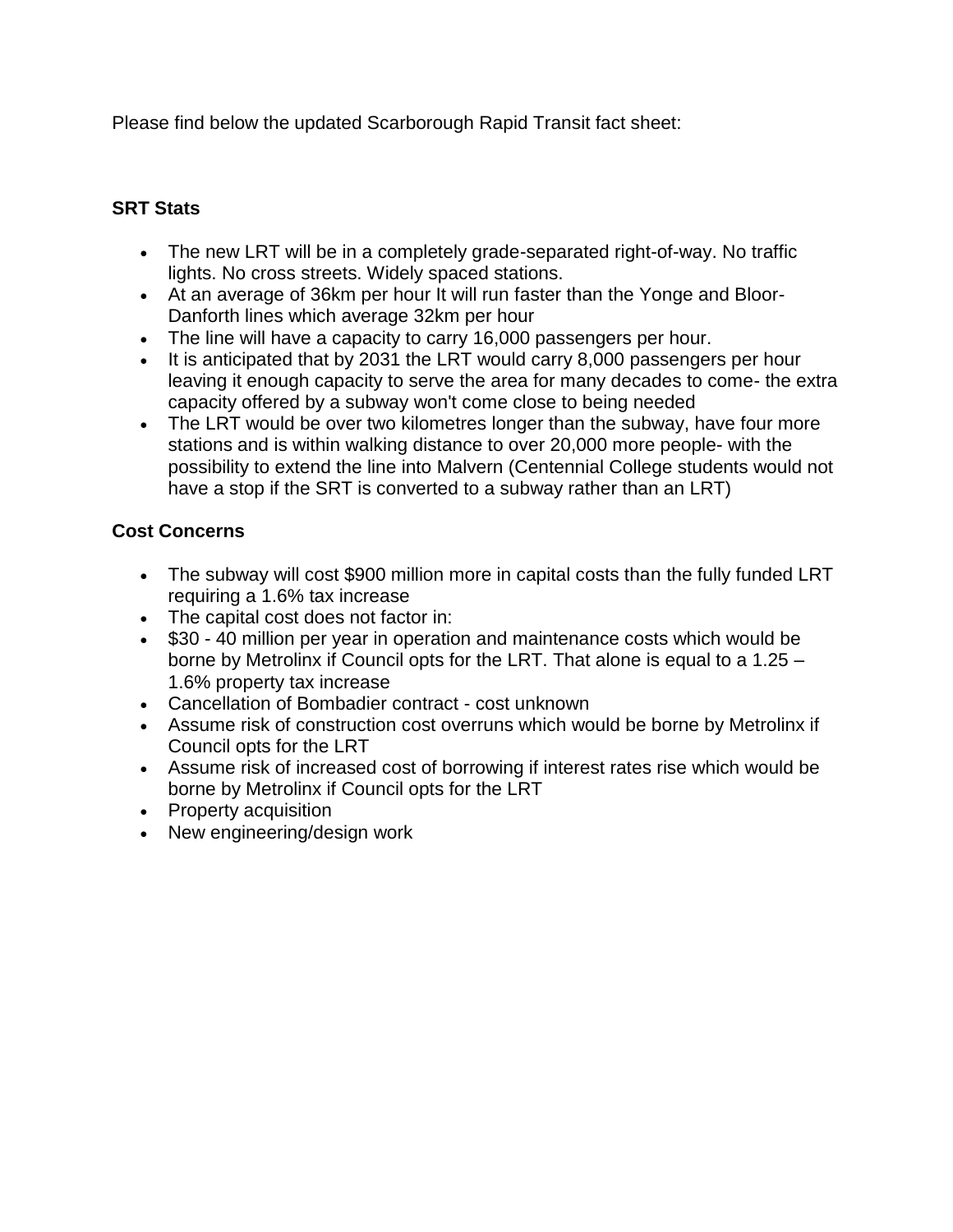Please find below the updated Scarborough Rapid Transit fact sheet:

**SRT Stats**

- The new LRT will be in a completely grade-separated right-of-way. No traffic lights. No cross streets. Widely spaced stations.
- At an average of 36km per hour It will run faster than the Yonge and Bloor-Danforth lines which average 32km per hour
- The line will have a capacity to carry 16,000 passengers per hour.
- It is anticipated that by 2031 the LRT would carry 8,000 passengers per hour leaving it enough capacity to serve the area for many decades to come- the extra capacity offered by a subway won't come close to being needed
- The LRT would be over two kilometres longer than the subway, have four more stations and is within walking distance to over 20,000 more people- with the possibility to extend the line into Malvern (Centennial College students would not have a stop if the SRT is converted to a subway rather than an LRT)

**Cost Concerns**

- The subway will cost $900 million more in capital costs than the fully funded LRT requiring a 1.6% tax increase
- The capital cost does not factor in:
- $30 - 40 million per year in operation and maintenance costs which would be borne by Metrolinx if Council opts for the LRT. That alone is equal to a 1.25 – 1.6% property tax increase
- Cancellation of Bombadier contract - cost unknown
- Assume risk of construction cost overruns which would be borne by Metrolinx if Council opts for the LRT
- Assume risk of increased cost of borrowing if interest rates rise which would be borne by Metrolinx if Council opts for the LRT
- Property acquisition
- New engineering/design work